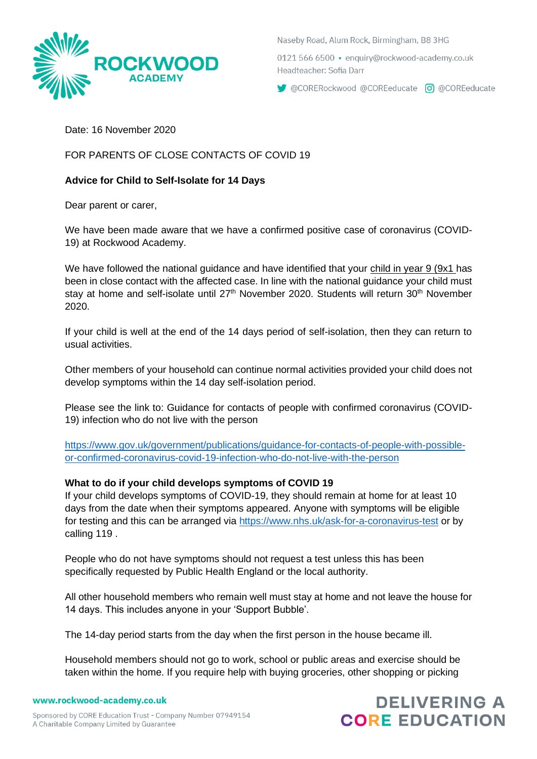Naseby Road, Alum Rock, Birmingham, B8 3HG

0121 566 6500 • enquiry@rockwood-academy.co.uk
Headteacher: Sofia Darr

@CORERockwood @COREeducate @COREeducate

Date: 16 November 2020

FOR PARENTS OF CLOSE CONTACTS OF COVID 19

**Advice for Child to Self-Isolate for 14 Days**

Dear parent or carer,

We have been made aware that we have a confirmed positive case of coronavirus (COVID-19) at Rockwood Academy.

We have followed the national guidance and have identified that your child in year 9 (9x1 has been in close contact with the affected case. In line with the national guidance your child must stay at home and self-isolate until 27th November 2020. Students will return 30th November 2020.

If your child is well at the end of the 14 days period of self-isolation, then they can return to usual activities.

Other members of your household can continue normal activities provided your child does not develop symptoms within the 14 day self-isolation period.

Please see the link to: Guidance for contacts of people with confirmed coronavirus (COVID-19) infection who do not live with the person

https://www.gov.uk/government/publications/guidance-for-contacts-of-people-with-possible-or-confirmed-coronavirus-covid-19-infection-who-do-not-live-with-the-person

**What to do if your child develops symptoms of COVID 19**

If your child develops symptoms of COVID-19, they should remain at home for at least 10 days from the date when their symptoms appeared. Anyone with symptoms will be eligible for testing and this can be arranged via https://www.nhs.uk/ask-for-a-coronavirus-test or by calling 119 .

People who do not have symptoms should not request a test unless this has been specifically requested by Public Health England or the local authority.

All other household members who remain well must stay at home and not leave the house for 14 days. This includes anyone in your 'Support Bubble'.

The 14-day period starts from the day when the first person in the house became ill.

Household members should not go to work, school or public areas and exercise should be taken within the home. If you require help with buying groceries, other shopping or picking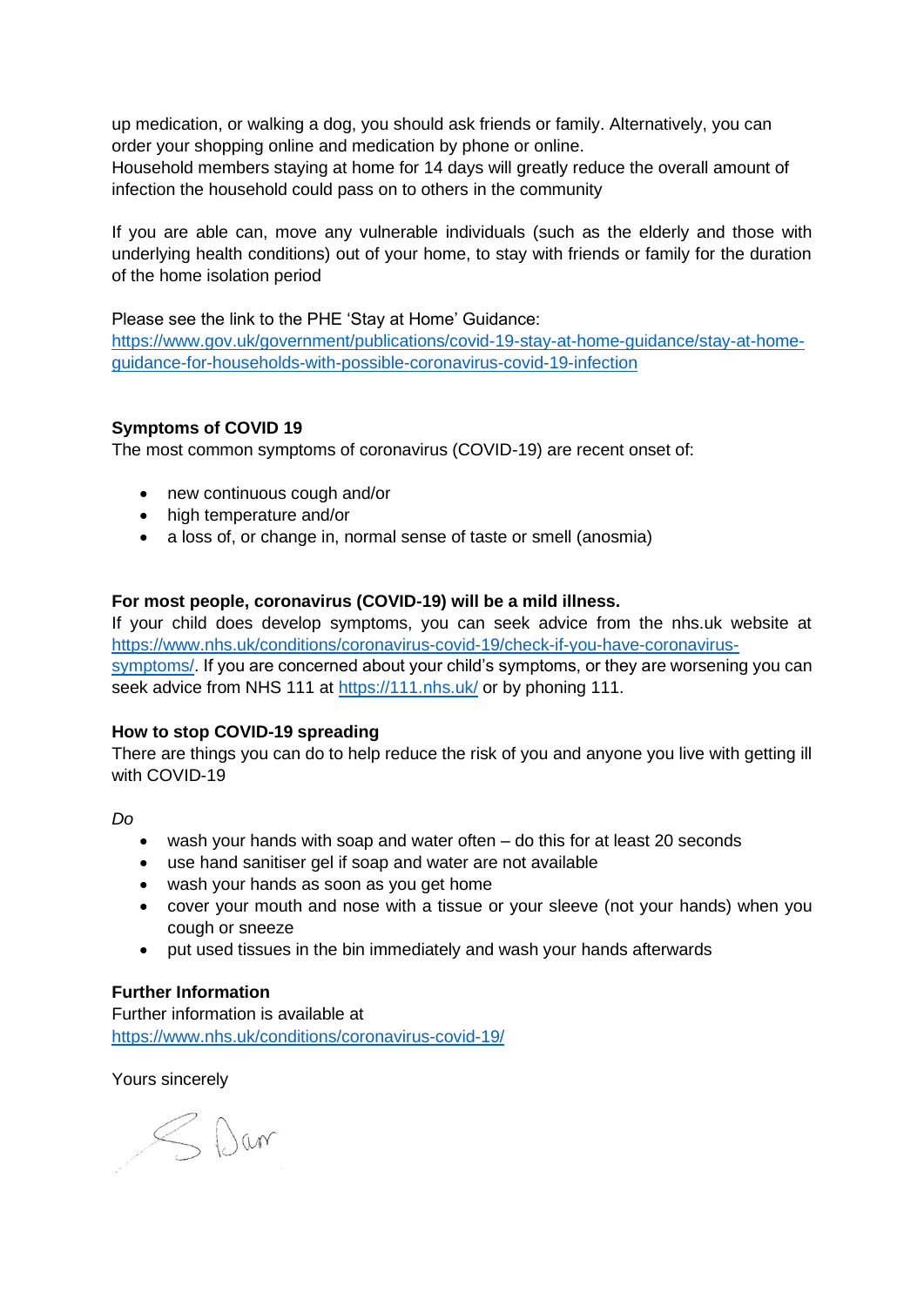up medication, or walking a dog, you should ask friends or family. Alternatively, you can order your shopping online and medication by phone or online.
Household members staying at home for 14 days will greatly reduce the overall amount of infection the household could pass on to others in the community

If you are able can, move any vulnerable individuals (such as the elderly and those with underlying health conditions) out of your home, to stay with friends or family for the duration of the home isolation period

Please see the link to the PHE 'Stay at Home' Guidance:
https://www.gov.uk/government/publications/covid-19-stay-at-home-guidance/stay-at-home-guidance-for-households-with-possible-coronavirus-covid-19-infection

**Symptoms of COVID 19**
The most common symptoms of coronavirus (COVID-19) are recent onset of:

- new continuous cough and/or
- high temperature and/or
- a loss of, or change in, normal sense of taste or smell (anosmia)

**For most people, coronavirus (COVID-19) will be a mild illness.**
If your child does develop symptoms, you can seek advice from the nhs.uk website at https://www.nhs.uk/conditions/coronavirus-covid-19/check-if-you-have-coronavirus-symptoms/. If you are concerned about your child's symptoms, or they are worsening you can seek advice from NHS 111 at https://111.nhs.uk/ or by phoning 111.

**How to stop COVID-19 spreading**
There are things you can do to help reduce the risk of you and anyone you live with getting ill with COVID-19

*Do*

- wash your hands with soap and water often – do this for at least 20 seconds
- use hand sanitiser gel if soap and water are not available
- wash your hands as soon as you get home
- cover your mouth and nose with a tissue or your sleeve (not your hands) when you cough or sneeze
- put used tissues in the bin immediately and wash your hands afterwards

**Further Information**
Further information is available at
https://www.nhs.uk/conditions/coronavirus-covid-19/

Yours sincerely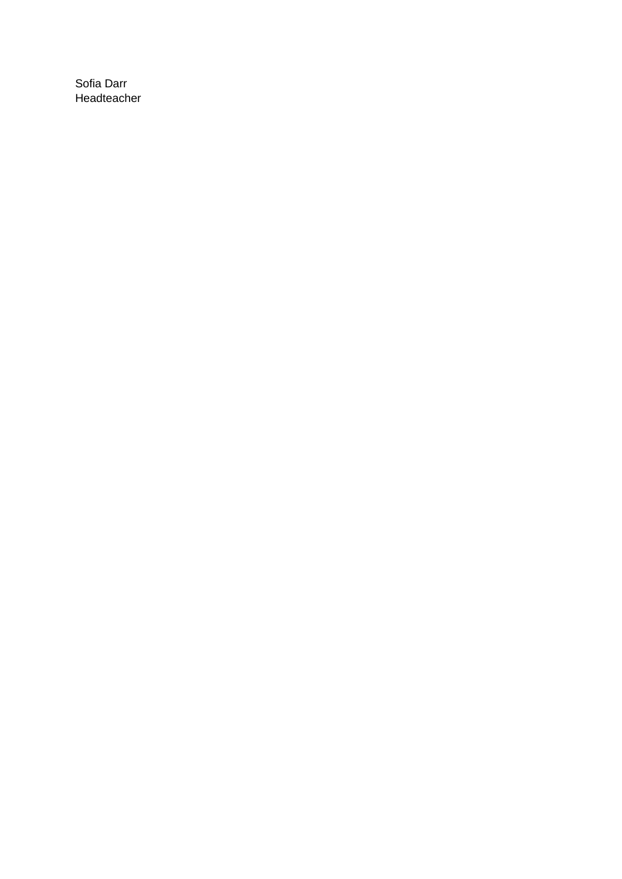Sofia Darr
Headteacher